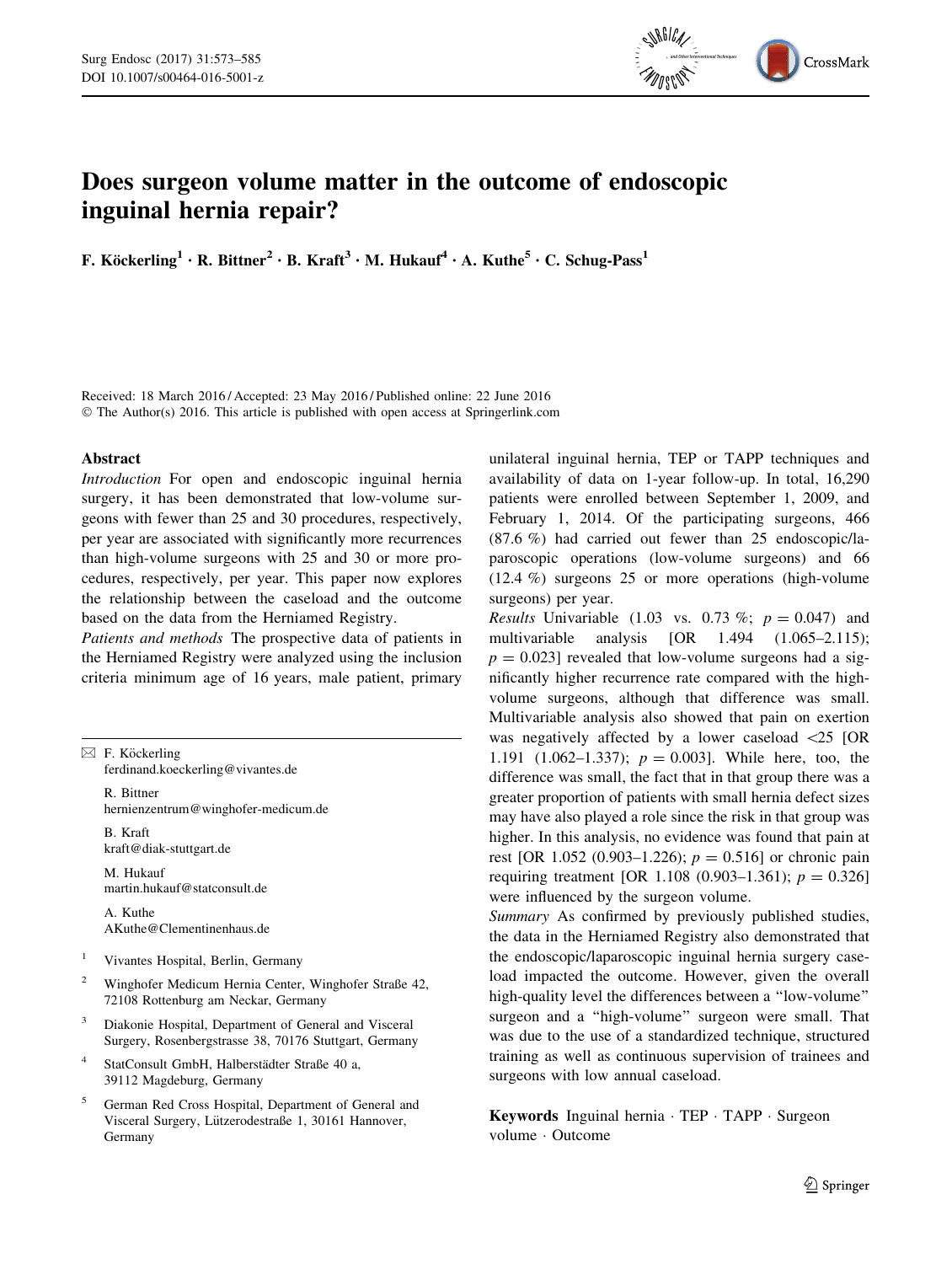# Does surgeon volume matter in the outcome of endoscopic inguinal hernia repair?

**F. Köckerling[1] · R. Bittner[2] · B. Kraft[3] · M. Hukauf[4] · A. Kuthe[5] · C. Schug-Pass[1]**

Received: 18 March 2016 / Accepted: 23 May 2016 / Published online: 22 June 2016
© The Author(s) 2016. This article is published with open access at Springerlink.com

## Abstract

*Introduction* For open and endoscopic inguinal hernia surgery, it has been demonstrated that low-volume surgeons with fewer than 25 and 30 procedures, respectively, per year are associated with significantly more recurrences than high-volume surgeons with 25 and 30 or more procedures, respectively, per year. This paper now explores the relationship between the caseload and the outcome based on the data from the Herniamed Registry.

*Patients and methods* The prospective data of patients in the Herniamed Registry were analyzed using the inclusion criteria minimum age of 16 years, male patient, primary unilateral inguinal hernia, TEP or TAPP techniques and availability of data on 1-year follow-up. In total, 16,290 patients were enrolled between September 1, 2009, and February 1, 2014. Of the participating surgeons, 466 (87.6 %) had carried out fewer than 25 endoscopic/laparoscopic operations (low-volume surgeons) and 66 (12.4 %) surgeons 25 or more operations (high-volume surgeons) per year.

*Results* Univariable (1.03 vs. 0.73 %; $p = 0.047$) and multivariable analysis [OR 1.494 (1.065–2.115); $p = 0.023$] revealed that low-volume surgeons had a significantly higher recurrence rate compared with the high-volume surgeons, although that difference was small. Multivariable analysis also showed that pain on exertion was negatively affected by a lower caseload <25 [OR 1.191 (1.062–1.337); $p = 0.003$]. While here, too, the difference was small, the fact that in that group there was a greater proportion of patients with small hernia defect sizes may have also played a role since the risk in that group was higher. In this analysis, no evidence was found that pain at rest [OR 1.052 (0.903–1.226); $p = 0.516$] or chronic pain requiring treatment [OR 1.108 (0.903–1.361); $p = 0.326$] were influenced by the surgeon volume.

*Summary* As confirmed by previously published studies, the data in the Herniamed Registry also demonstrated that the endoscopic/laparoscopic inguinal hernia surgery caseload impacted the outcome. However, given the overall high-quality level the differences between a "low-volume" surgeon and a "high-volume" surgeon were small. That was due to the use of a standardized technique, structured training as well as continuous supervision of trainees and surgeons with low annual caseload.

**Keywords** Inguinal hernia · TEP · TAPP · Surgeon volume · Outcome

✉ F. Köckerling
ferdinand.koeckerling@vivantes.de

R. Bittner
hernienzentrum@winghofer-medicum.de

B. Kraft
kraft@diak-stuttgart.de

M. Hukauf
martin.hukauf@statconsult.de

A. Kuthe
AKuthe@Clementinenhaus.de

[1] Vivantes Hospital, Berlin, Germany

[2] Winghofer Medicum Hernia Center, Winghofer Straße 42, 72108 Rottenburg am Neckar, Germany

[3] Diakonie Hospital, Department of General and Visceral Surgery, Rosenbergstrasse 38, 70176 Stuttgart, Germany

[4] StatConsult GmbH, Halberstädter Straße 40 a, 39112 Magdeburg, Germany

[5] German Red Cross Hospital, Department of General and Visceral Surgery, Lützerodestraße 1, 30161 Hannover, Germany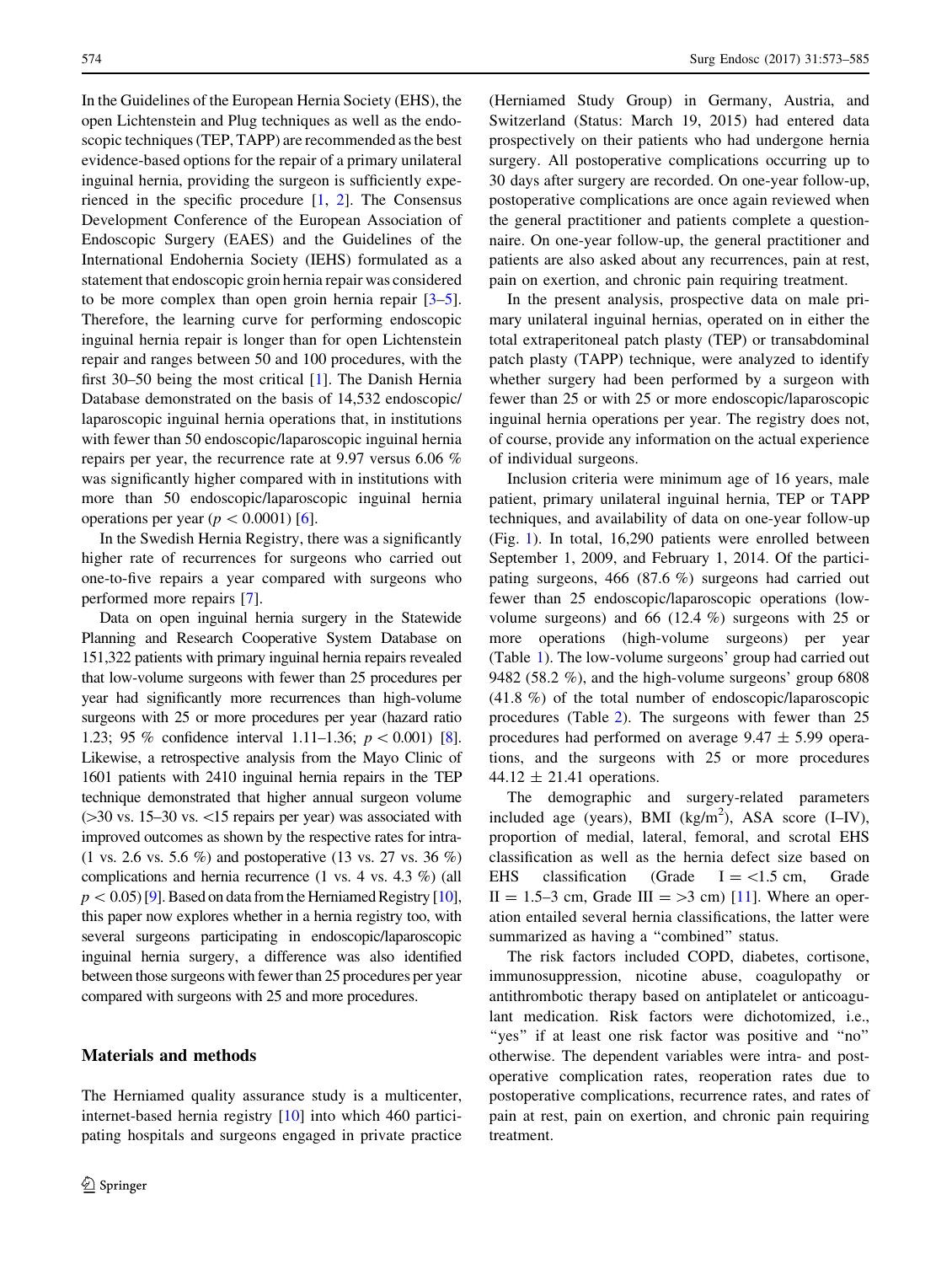In the Guidelines of the European Hernia Society (EHS), the open Lichtenstein and Plug techniques as well as the endoscopic techniques (TEP, TAPP) are recommended as the best evidence-based options for the repair of a primary unilateral inguinal hernia, providing the surgeon is sufficiently experienced in the specific procedure [1, 2]. The Consensus Development Conference of the European Association of Endoscopic Surgery (EAES) and the Guidelines of the International Endohernia Society (IEHS) formulated as a statement that endoscopic groin hernia repair was considered to be more complex than open groin hernia repair [3–5]. Therefore, the learning curve for performing endoscopic inguinal hernia repair is longer than for open Lichtenstein repair and ranges between 50 and 100 procedures, with the first 30–50 being the most critical [1]. The Danish Hernia Database demonstrated on the basis of 14,532 endoscopic/laparoscopic inguinal hernia operations that, in institutions with fewer than 50 endoscopic/laparoscopic inguinal hernia repairs per year, the recurrence rate at 9.97 versus 6.06 % was significantly higher compared with in institutions with more than 50 endoscopic/laparoscopic inguinal hernia operations per year ($p < 0.0001$) [6].

In the Swedish Hernia Registry, there was a significantly higher rate of recurrences for surgeons who carried out one-to-five repairs a year compared with surgeons who performed more repairs [7].

Data on open inguinal hernia surgery in the Statewide Planning and Research Cooperative System Database on 151,322 patients with primary inguinal hernia repairs revealed that low-volume surgeons with fewer than 25 procedures per year had significantly more recurrences than high-volume surgeons with 25 or more procedures per year (hazard ratio 1.23; 95 % confidence interval 1.11–1.36; $p < 0.001$) [8]. Likewise, a retrospective analysis from the Mayo Clinic of 1601 patients with 2410 inguinal hernia repairs in the TEP technique demonstrated that higher annual surgeon volume (>30 vs. 15–30 vs. <15 repairs per year) was associated with improved outcomes as shown by the respective rates for intra- (1 vs. 2.6 vs. 5.6 %) and postoperative (13 vs. 27 vs. 36 %) complications and hernia recurrence (1 vs. 4 vs. 4.3 %) (all $p < 0.05$) [9]. Based on data from the Herniamed Registry [10], this paper now explores whether in a hernia registry too, with several surgeons participating in endoscopic/laparoscopic inguinal hernia surgery, a difference was also identified between those surgeons with fewer than 25 procedures per year compared with surgeons with 25 and more procedures.

## Materials and methods

The Herniamed quality assurance study is a multicenter, internet-based hernia registry [10] into which 460 participating hospitals and surgeons engaged in private practice (Herniamed Study Group) in Germany, Austria, and Switzerland (Status: March 19, 2015) had entered data prospectively on their patients who had undergone hernia surgery. All postoperative complications occurring up to 30 days after surgery are recorded. On one-year follow-up, postoperative complications are once again reviewed when the general practitioner and patients complete a questionnaire. On one-year follow-up, the general practitioner and patients are also asked about any recurrences, pain at rest, pain on exertion, and chronic pain requiring treatment.

In the present analysis, prospective data on male primary unilateral inguinal hernias, operated on in either the total extraperitoneal patch plasty (TEP) or transabdominal patch plasty (TAPP) technique, were analyzed to identify whether surgery had been performed by a surgeon with fewer than 25 or with 25 or more endoscopic/laparoscopic inguinal hernia operations per year. The registry does not, of course, provide any information on the actual experience of individual surgeons.

Inclusion criteria were minimum age of 16 years, male patient, primary unilateral inguinal hernia, TEP or TAPP techniques, and availability of data on one-year follow-up (Fig. 1). In total, 16,290 patients were enrolled between September 1, 2009, and February 1, 2014. Of the participating surgeons, 466 (87.6 %) surgeons had carried out fewer than 25 endoscopic/laparoscopic operations (low-volume surgeons) and 66 (12.4 %) surgeons with 25 or more operations (high-volume surgeons) per year (Table 1). The low-volume surgeons' group had carried out 9482 (58.2 %), and the high-volume surgeons' group 6808 (41.8 %) of the total number of endoscopic/laparoscopic procedures (Table 2). The surgeons with fewer than 25 procedures had performed on average 9.47 ± 5.99 operations, and the surgeons with 25 or more procedures 44.12 ± 21.41 operations.

The demographic and surgery-related parameters included age (years), BMI (kg/m$^2$), ASA score (I–IV), proportion of medial, lateral, femoral, and scrotal EHS classification as well as the hernia defect size based on EHS classification (Grade I = <1.5 cm, Grade II = 1.5–3 cm, Grade III = >3 cm) [11]. Where an operation entailed several hernia classifications, the latter were summarized as having a "combined" status.

The risk factors included COPD, diabetes, cortisone, immunosuppression, nicotine abuse, coagulopathy or antithrombotic therapy based on antiplatelet or anticoagulant medication. Risk factors were dichotomized, i.e., "yes" if at least one risk factor was positive and "no" otherwise. The dependent variables were intra- and postoperative complication rates, reoperation rates due to postoperative complications, recurrence rates, and rates of pain at rest, pain on exertion, and chronic pain requiring treatment.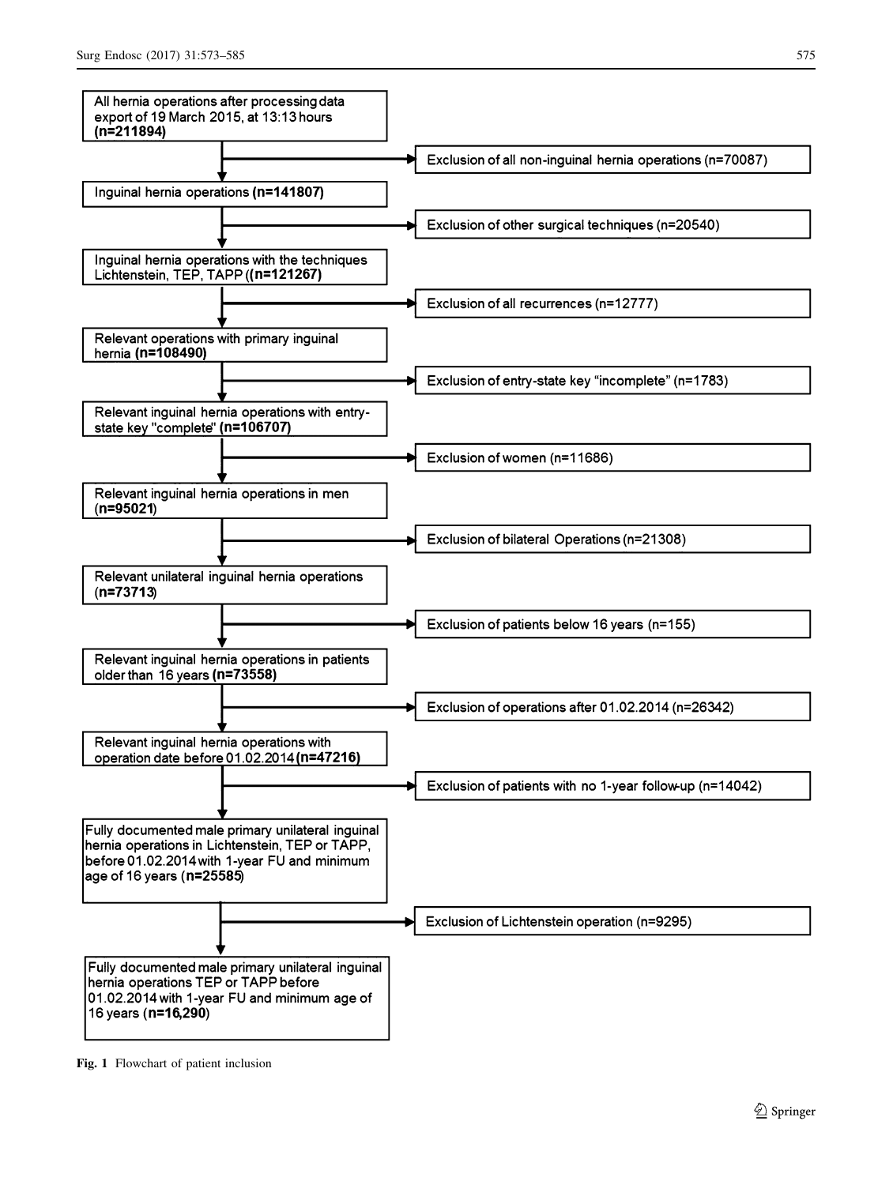All hernia operations after processing data export of 19 March 2015, at 13:13 hours **(n=211894)**

→ Exclusion of all non-inguinal hernia operations (n=70087)

Inguinal hernia operations **(n=141807)**

→ Exclusion of other surgical techniques (n=20540)

Inguinal hernia operations with the techniques Lichtenstein, TEP, TAPP (**(n=121267)**

→ Exclusion of all recurrences (n=12777)

Relevant operations with primary inguinal hernia **(n=108490)**

→ Exclusion of entry-state key "incomplete" (n=1783)

Relevant inguinal hernia operations with entry-state key "complete" **(n=106707)**

→ Exclusion of women (n=11686)

Relevant inguinal hernia operations in men (**n=95021**)

→ Exclusion of bilateral Operations (n=21308)

Relevant unilateral inguinal hernia operations (**n=73713**)

→ Exclusion of patients below 16 years (n=155)

Relevant inguinal hernia operations in patients older than 16 years **(n=73558)**

→ Exclusion of operations after 01.02.2014 (n=26342)

Relevant inguinal hernia operations with operation date before 01.02.2014 **(n=47216)**

→ Exclusion of patients with no 1-year follow-up (n=14042)

Fully documented male primary unilateral inguinal hernia operations in Lichtenstein, TEP or TAPP, before 01.02.2014 with 1-year FU and minimum age of 16 years (**n=25585**)

→ Exclusion of Lichtenstein operation (n=9295)

Fully documented male primary unilateral inguinal hernia operations TEP or TAPP before 01.02.2014 with 1-year FU and minimum age of 16 years (**n=16,290**)

**Fig. 1** Flowchart of patient inclusion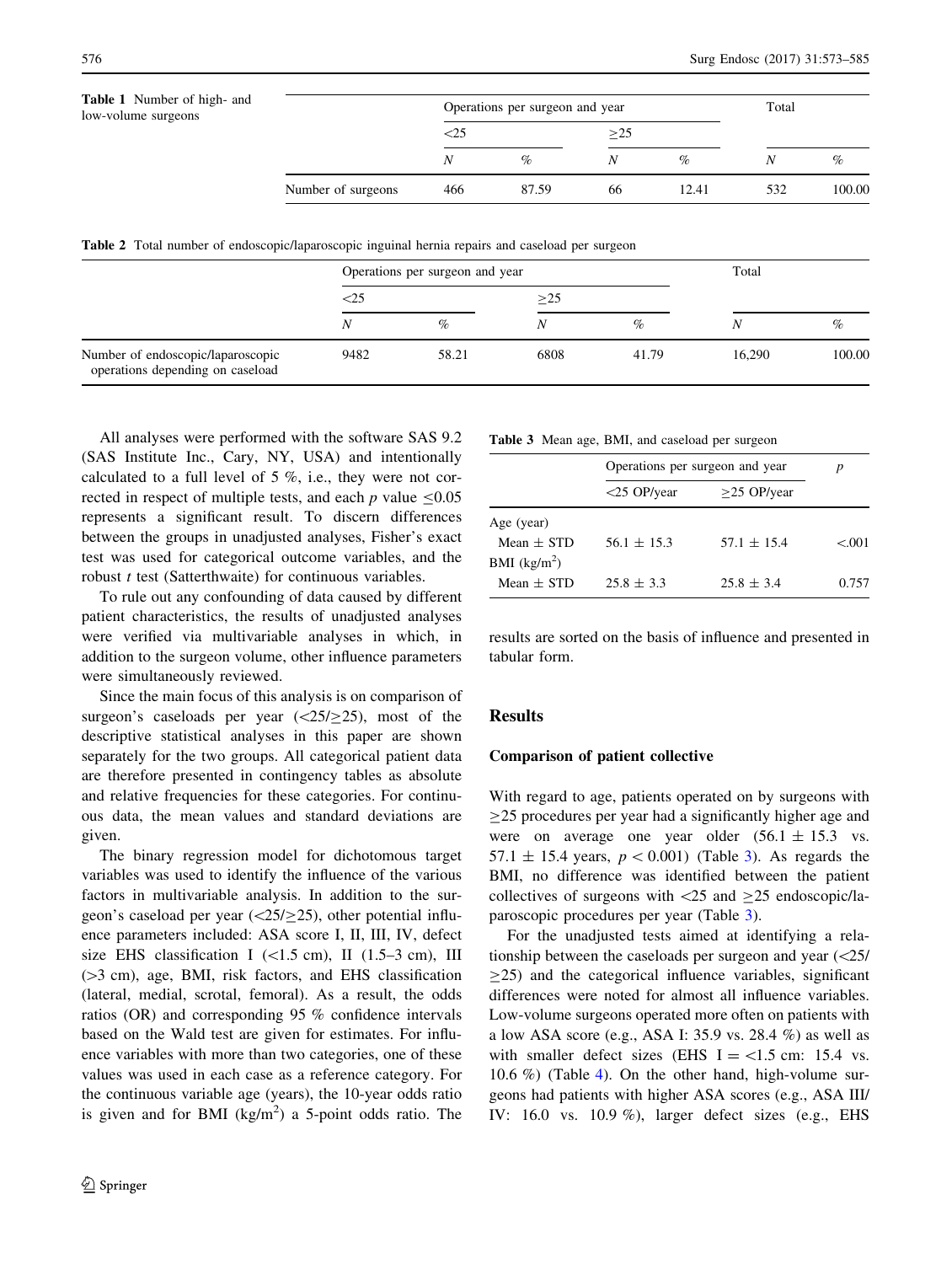**Table 1** Number of high- and low-volume surgeons

| | Operations per surgeon and year | | | | Total | |
|---|---|---|---|---|---|---|
| | <25 | | ≥25 | | | |
| | *N* | % | *N* | % | *N* | % |
| Number of surgeons | 466 | 87.59 | 66 | 12.41 | 532 | 100.00 |

**Table 2** Total number of endoscopic/laparoscopic inguinal hernia repairs and caseload per surgeon

| | Operations per surgeon and year | | | | Total | |
|---|---|---|---|---|---|---|
| | <25 | | ≥25 | | | |
| | *N* | % | *N* | % | *N* | % |
| Number of endoscopic/laparoscopic operations depending on caseload | 9482 | 58.21 | 6808 | 41.79 | 16,290 | 100.00 |

All analyses were performed with the software SAS 9.2 (SAS Institute Inc., Cary, NY, USA) and intentionally calculated to a full level of 5 %, i.e., they were not corrected in respect of multiple tests, and each *p* value ≤0.05 represents a significant result. To discern differences between the groups in unadjusted analyses, Fisher's exact test was used for categorical outcome variables, and the robust *t* test (Satterthwaite) for continuous variables.

To rule out any confounding of data caused by different patient characteristics, the results of unadjusted analyses were verified via multivariable analyses in which, in addition to the surgeon volume, other influence parameters were simultaneously reviewed.

Since the main focus of this analysis is on comparison of surgeon's caseloads per year (<25/≥25), most of the descriptive statistical analyses in this paper are shown separately for the two groups. All categorical patient data are therefore presented in contingency tables as absolute and relative frequencies for these categories. For continuous data, the mean values and standard deviations are given.

The binary regression model for dichotomous target variables was used to identify the influence of the various factors in multivariable analysis. In addition to the surgeon's caseload per year (<25/≥25), other potential influence parameters included: ASA score I, II, III, IV, defect size EHS classification I (<1.5 cm), II (1.5–3 cm), III (>3 cm), age, BMI, risk factors, and EHS classification (lateral, medial, scrotal, femoral). As a result, the odds ratios (OR) and corresponding 95 % confidence intervals based on the Wald test are given for estimates. For influence variables with more than two categories, one of these values was used in each case as a reference category. For the continuous variable age (years), the 10-year odds ratio is given and for BMI ($kg/m^2$) a 5-point odds ratio. The results are sorted on the basis of influence and presented in tabular form.

**Table 3** Mean age, BMI, and caseload per surgeon

| | Operations per surgeon and year | | *p* |
|---|---|---|---|
| | <25 OP/year | ≥25 OP/year | |
| Age (year) | | | |
| Mean ± STD | 56.1 ± 15.3 | 57.1 ± 15.4 | <.001 |
| BMI ($kg/m^2$) | | | |
| Mean ± STD | 25.8 ± 3.3 | 25.8 ± 3.4 | 0.757 |

## Results

### Comparison of patient collective

With regard to age, patients operated on by surgeons with ≥25 procedures per year had a significantly higher age and were on average one year older (56.1 ± 15.3 vs. 57.1 ± 15.4 years, $p < 0.001$) (Table 3). As regards the BMI, no difference was identified between the patient collectives of surgeons with <25 and ≥25 endoscopic/laparoscopic procedures per year (Table 3).

For the unadjusted tests aimed at identifying a relationship between the caseloads per surgeon and year (<25/≥25) and the categorical influence variables, significant differences were noted for almost all influence variables. Low-volume surgeons operated more often on patients with a low ASA score (e.g., ASA I: 35.9 vs. 28.4 %) as well as with smaller defect sizes (EHS I = <1.5 cm: 15.4 vs. 10.6 %) (Table 4). On the other hand, high-volume surgeons had patients with higher ASA scores (e.g., ASA III/IV: 16.0 vs. 10.9 %), larger defect sizes (e.g., EHS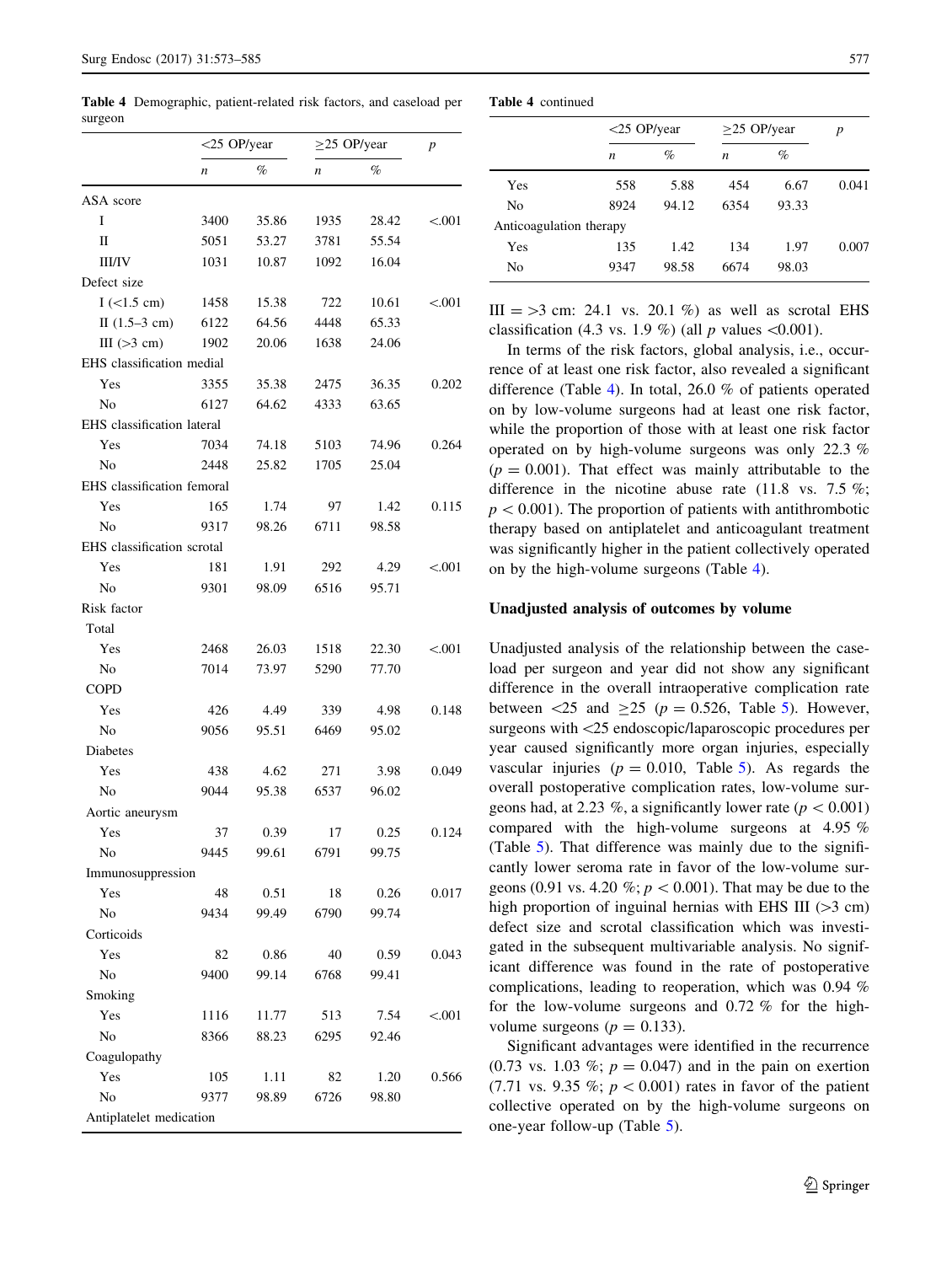**Table 4** Demographic, patient-related risk factors, and caseload per surgeon

| | <25 OP/year | | ≥25 OP/year | | *p* |
|---|---|---|---|---|---|
| | *n* | % | *n* | % | |
| ASA score | | | | | |
| I | 3400 | 35.86 | 1935 | 28.42 | <.001 |
| II | 5051 | 53.27 | 3781 | 55.54 | |
| III/IV | 1031 | 10.87 | 1092 | 16.04 | |
| Defect size | | | | | |
| I (<1.5 cm) | 1458 | 15.38 | 722 | 10.61 | <.001 |
| II (1.5–3 cm) | 6122 | 64.56 | 4448 | 65.33 | |
| III (>3 cm) | 1902 | 20.06 | 1638 | 24.06 | |
| EHS classification medial | | | | | |
| Yes | 3355 | 35.38 | 2475 | 36.35 | 0.202 |
| No | 6127 | 64.62 | 4333 | 63.65 | |
| EHS classification lateral | | | | | |
| Yes | 7034 | 74.18 | 5103 | 74.96 | 0.264 |
| No | 2448 | 25.82 | 1705 | 25.04 | |
| EHS classification femoral | | | | | |
| Yes | 165 | 1.74 | 97 | 1.42 | 0.115 |
| No | 9317 | 98.26 | 6711 | 98.58 | |
| EHS classification scrotal | | | | | |
| Yes | 181 | 1.91 | 292 | 4.29 | <.001 |
| No | 9301 | 98.09 | 6516 | 95.71 | |
| Risk factor | | | | | |
| Total | | | | | |
| Yes | 2468 | 26.03 | 1518 | 22.30 | <.001 |
| No | 7014 | 73.97 | 5290 | 77.70 | |
| COPD | | | | | |
| Yes | 426 | 4.49 | 339 | 4.98 | 0.148 |
| No | 9056 | 95.51 | 6469 | 95.02 | |
| Diabetes | | | | | |
| Yes | 438 | 4.62 | 271 | 3.98 | 0.049 |
| No | 9044 | 95.38 | 6537 | 96.02 | |
| Aortic aneurysm | | | | | |
| Yes | 37 | 0.39 | 17 | 0.25 | 0.124 |
| No | 9445 | 99.61 | 6791 | 99.75 | |
| Immunosuppression | | | | | |
| Yes | 48 | 0.51 | 18 | 0.26 | 0.017 |
| No | 9434 | 99.49 | 6790 | 99.74 | |
| Corticoids | | | | | |
| Yes | 82 | 0.86 | 40 | 0.59 | 0.043 |
| No | 9400 | 99.14 | 6768 | 99.41 | |
| Smoking | | | | | |
| Yes | 1116 | 11.77 | 513 | 7.54 | <.001 |
| No | 8366 | 88.23 | 6295 | 92.46 | |
| Coagulopathy | | | | | |
| Yes | 105 | 1.11 | 82 | 1.20 | 0.566 |
| No | 9377 | 98.89 | 6726 | 98.80 | |
| Antiplatelet medication | | | | | |
| Yes | 558 | 5.88 | 454 | 6.67 | 0.041 |
| No | 8924 | 94.12 | 6354 | 93.33 | |
| Anticoagulation therapy | | | | | |
| Yes | 135 | 1.42 | 134 | 1.97 | 0.007 |
| No | 9347 | 98.58 | 6674 | 98.03 | |

III = >3 cm: 24.1 vs. 20.1 %) as well as scrotal EHS classification (4.3 vs. 1.9 %) (all *p* values <0.001).

In terms of the risk factors, global analysis, i.e., occurrence of at least one risk factor, also revealed a significant difference (Table 4). In total, 26.0 % of patients operated on by low-volume surgeons had at least one risk factor, while the proportion of those with at least one risk factor operated on by high-volume surgeons was only 22.3 % ($p = 0.001$). That effect was mainly attributable to the difference in the nicotine abuse rate (11.8 vs. 7.5 %; $p < 0.001$). The proportion of patients with antithrombotic therapy based on antiplatelet and anticoagulant treatment was significantly higher in the patient collectively operated on by the high-volume surgeons (Table 4).

### Unadjusted analysis of outcomes by volume

Unadjusted analysis of the relationship between the caseload per surgeon and year did not show any significant difference in the overall intraoperative complication rate between <25 and ≥25 ($p = 0.526$, Table 5). However, surgeons with <25 endoscopic/laparoscopic procedures per year caused significantly more organ injuries, especially vascular injuries ($p = 0.010$, Table 5). As regards the overall postoperative complication rates, low-volume surgeons had, at 2.23 %, a significantly lower rate ($p < 0.001$) compared with the high-volume surgeons at 4.95 % (Table 5). That difference was mainly due to the significantly lower seroma rate in favor of the low-volume surgeons (0.91 vs. 4.20 %; $p < 0.001$). That may be due to the high proportion of inguinal hernias with EHS III (>3 cm) defect size and scrotal classification which was investigated in the subsequent multivariable analysis. No significant difference was found in the rate of postoperative complications, leading to reoperation, which was 0.94 % for the low-volume surgeons and 0.72 % for the high-volume surgeons ($p = 0.133$).

Significant advantages were identified in the recurrence (0.73 vs. 1.03 %; $p = 0.047$) and in the pain on exertion (7.71 vs. 9.35 %; $p < 0.001$) rates in favor of the patient collective operated on by the high-volume surgeons on one-year follow-up (Table 5).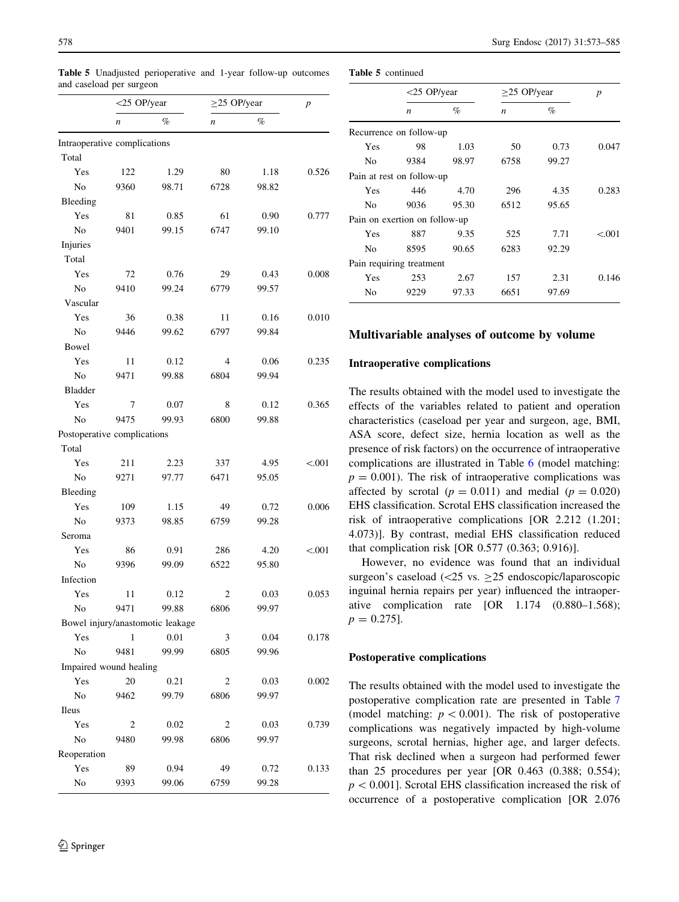**Table 5** Unadjusted perioperative and 1-year follow-up outcomes and caseload per surgeon

| | <25 OP/year | | ≥25 OP/year | | *p* |
|---|---|---|---|---|---|
| | *n* | % | *n* | % | |
| Intraoperative complications | | | | | |
| Total | | | | | |
| Yes | 122 | 1.29 | 80 | 1.18 | 0.526 |
| No | 9360 | 98.71 | 6728 | 98.82 | |
| Bleeding | | | | | |
| Yes | 81 | 0.85 | 61 | 0.90 | 0.777 |
| No | 9401 | 99.15 | 6747 | 99.10 | |
| Injuries | | | | | |
| Total | | | | | |
| Yes | 72 | 0.76 | 29 | 0.43 | 0.008 |
| No | 9410 | 99.24 | 6779 | 99.57 | |
| Vascular | | | | | |
| Yes | 36 | 0.38 | 11 | 0.16 | 0.010 |
| No | 9446 | 99.62 | 6797 | 99.84 | |
| Bowel | | | | | |
| Yes | 11 | 0.12 | 4 | 0.06 | 0.235 |
| No | 9471 | 99.88 | 6804 | 99.94 | |
| Bladder | | | | | |
| Yes | 7 | 0.07 | 8 | 0.12 | 0.365 |
| No | 9475 | 99.93 | 6800 | 99.88 | |
| Postoperative complications | | | | | |
| Total | | | | | |
| Yes | 211 | 2.23 | 337 | 4.95 | <.001 |
| No | 9271 | 97.77 | 6471 | 95.05 | |
| Bleeding | | | | | |
| Yes | 109 | 1.15 | 49 | 0.72 | 0.006 |
| No | 9373 | 98.85 | 6759 | 99.28 | |
| Seroma | | | | | |
| Yes | 86 | 0.91 | 286 | 4.20 | <.001 |
| No | 9396 | 99.09 | 6522 | 95.80 | |
| Infection | | | | | |
| Yes | 11 | 0.12 | 2 | 0.03 | 0.053 |
| No | 9471 | 99.88 | 6806 | 99.97 | |
| Bowel injury/anastomotic leakage | | | | | |
| Yes | 1 | 0.01 | 3 | 0.04 | 0.178 |
| No | 9481 | 99.99 | 6805 | 99.96 | |
| Impaired wound healing | | | | | |
| Yes | 20 | 0.21 | 2 | 0.03 | 0.002 |
| No | 9462 | 99.79 | 6806 | 99.97 | |
| Ileus | | | | | |
| Yes | 2 | 0.02 | 2 | 0.03 | 0.739 |
| No | 9480 | 99.98 | 6806 | 99.97 | |
| Reoperation | | | | | |
| Yes | 89 | 0.94 | 49 | 0.72 | 0.133 |
| No | 9393 | 99.06 | 6759 | 99.28 | |
| Recurrence on follow-up | | | | | |
| Yes | 98 | 1.03 | 50 | 0.73 | 0.047 |
| No | 9384 | 98.97 | 6758 | 99.27 | |
| Pain at rest on follow-up | | | | | |
| Yes | 446 | 4.70 | 296 | 4.35 | 0.283 |
| No | 9036 | 95.30 | 6512 | 95.65 | |
| Pain on exertion on follow-up | | | | | |
| Yes | 887 | 9.35 | 525 | 7.71 | <.001 |
| No | 8595 | 90.65 | 6283 | 92.29 | |
| Pain requiring treatment | | | | | |
| Yes | 253 | 2.67 | 157 | 2.31 | 0.146 |
| No | 9229 | 97.33 | 6651 | 97.69 | |

## Multivariable analyses of outcome by volume

### Intraoperative complications

The results obtained with the model used to investigate the effects of the variables related to patient and operation characteristics (caseload per year and surgeon, age, BMI, ASA score, defect size, hernia location as well as the presence of risk factors) on the occurrence of intraoperative complications are illustrated in Table 6 (model matching: $p = 0.001$). The risk of intraoperative complications was affected by scrotal ($p = 0.011$) and medial ($p = 0.020$) EHS classification. Scrotal EHS classification increased the risk of intraoperative complications [OR 2.212 (1.201; 4.073)]. By contrast, medial EHS classification reduced that complication risk [OR 0.577 (0.363; 0.916)].

However, no evidence was found that an individual surgeon's caseload (<25 vs. ≥25 endoscopic/laparoscopic inguinal hernia repairs per year) influenced the intraoperative complication rate [OR 1.174 (0.880–1.568); $p = 0.275$].

### Postoperative complications

The results obtained with the model used to investigate the postoperative complication rate are presented in Table 7 (model matching: $p < 0.001$). The risk of postoperative complications was negatively impacted by high-volume surgeons, scrotal hernias, higher age, and larger defects. That risk declined when a surgeon had performed fewer than 25 procedures per year [OR 0.463 (0.388; 0.554); $p < 0.001$]. Scrotal EHS classification increased the risk of occurrence of a postoperative complication [OR 2.076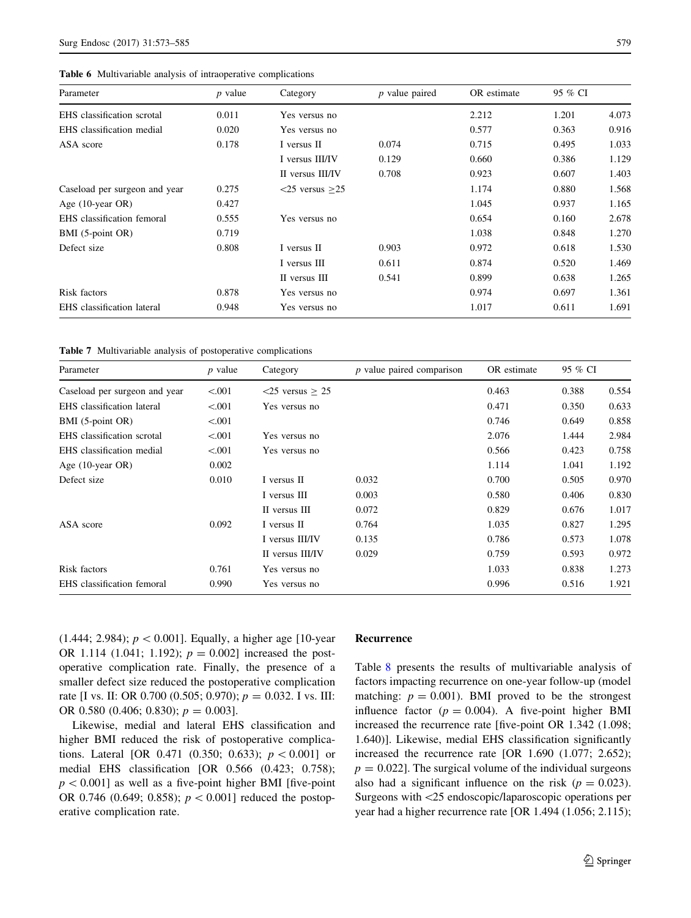**Table 6** Multivariable analysis of intraoperative complications

| Parameter | $p$ value | Category | $p$ value paired | OR estimate | 95 % CI | |
|---|---|---|---|---|---|---|
| EHS classification scrotal | 0.011 | Yes versus no | | 2.212 | 1.201 | 4.073 |
| EHS classification medial | 0.020 | Yes versus no | | 0.577 | 0.363 | 0.916 |
| ASA score | 0.178 | I versus II | 0.074 | 0.715 | 0.495 | 1.033 |
| | | I versus III/IV | 0.129 | 0.660 | 0.386 | 1.129 |
| | | II versus III/IV | 0.708 | 0.923 | 0.607 | 1.403 |
| Caseload per surgeon and year | 0.275 | <25 versus ≥25 | | 1.174 | 0.880 | 1.568 |
| Age (10-year OR) | 0.427 | | | 1.045 | 0.937 | 1.165 |
| EHS classification femoral | 0.555 | Yes versus no | | 0.654 | 0.160 | 2.678 |
| BMI (5-point OR) | 0.719 | | | 1.038 | 0.848 | 1.270 |
| Defect size | 0.808 | I versus II | 0.903 | 0.972 | 0.618 | 1.530 |
| | | I versus III | 0.611 | 0.874 | 0.520 | 1.469 |
| | | II versus III | 0.541 | 0.899 | 0.638 | 1.265 |
| Risk factors | 0.878 | Yes versus no | | 0.974 | 0.697 | 1.361 |
| EHS classification lateral | 0.948 | Yes versus no | | 1.017 | 0.611 | 1.691 |

**Table 7** Multivariable analysis of postoperative complications

| Parameter | $p$ value | Category | $p$ value paired comparison | OR estimate | 95 % CI | |
|---|---|---|---|---|---|---|
| Caseload per surgeon and year | <.001 | <25 versus ≥ 25 | | 0.463 | 0.388 | 0.554 |
| EHS classification lateral | <.001 | Yes versus no | | 0.471 | 0.350 | 0.633 |
| BMI (5-point OR) | <.001 | | | 0.746 | 0.649 | 0.858 |
| EHS classification scrotal | <.001 | Yes versus no | | 2.076 | 1.444 | 2.984 |
| EHS classification medial | <.001 | Yes versus no | | 0.566 | 0.423 | 0.758 |
| Age (10-year OR) | 0.002 | | | 1.114 | 1.041 | 1.192 |
| Defect size | 0.010 | I versus II | 0.032 | 0.700 | 0.505 | 0.970 |
| | | I versus III | 0.003 | 0.580 | 0.406 | 0.830 |
| | | II versus III | 0.072 | 0.829 | 0.676 | 1.017 |
| ASA score | 0.092 | I versus II | 0.764 | 1.035 | 0.827 | 1.295 |
| | | I versus III/IV | 0.135 | 0.786 | 0.573 | 1.078 |
| | | II versus III/IV | 0.029 | 0.759 | 0.593 | 0.972 |
| Risk factors | 0.761 | Yes versus no | | 1.033 | 0.838 | 1.273 |
| EHS classification femoral | 0.990 | Yes versus no | | 0.996 | 0.516 | 1.921 |

(1.444; 2.984); $p < 0.001$]. Equally, a higher age [10-year OR 1.114 (1.041; 1.192); $p = 0.002$] increased the postoperative complication rate. Finally, the presence of a smaller defect size reduced the postoperative complication rate [I vs. II: OR 0.700 (0.505; 0.970); $p = 0.032$. I vs. III: OR 0.580 (0.406; 0.830); $p = 0.003$].

Likewise, medial and lateral EHS classification and higher BMI reduced the risk of postoperative complications. Lateral [OR 0.471 (0.350; 0.633); $p < 0.001$] or medial EHS classification [OR 0.566 (0.423; 0.758); $p < 0.001$] as well as a five-point higher BMI [five-point OR 0.746 (0.649; 0.858); $p < 0.001$] reduced the postoperative complication rate.

### Recurrence

Table 8 presents the results of multivariable analysis of factors impacting recurrence on one-year follow-up (model matching: $p = 0.001$). BMI proved to be the strongest influence factor ($p = 0.004$). A five-point higher BMI increased the recurrence rate [five-point OR 1.342 (1.098; 1.640)]. Likewise, medial EHS classification significantly increased the recurrence rate [OR 1.690 (1.077; 2.652); $p = 0.022$]. The surgical volume of the individual surgeons also had a significant influence on the risk ($p = 0.023$). Surgeons with <25 endoscopic/laparoscopic operations per year had a higher recurrence rate [OR 1.494 (1.056; 2.115);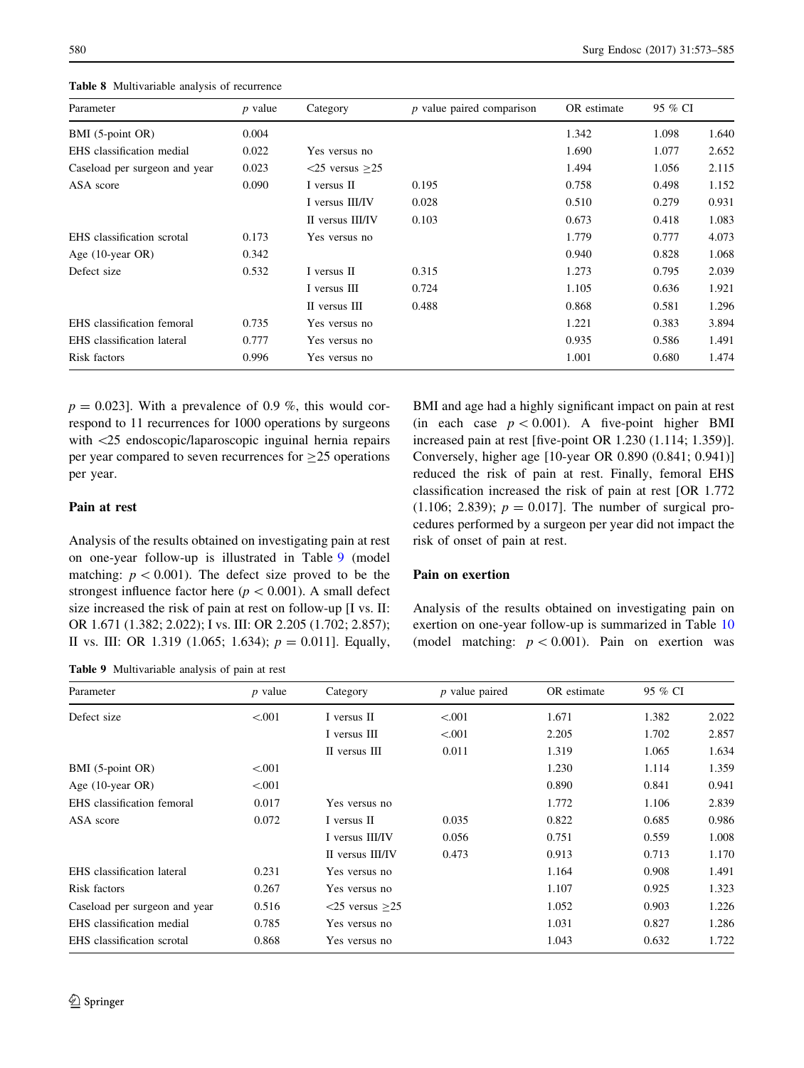Table 8 Multivariable analysis of recurrence

| Parameter | *p* value | Category | *p* value paired comparison | OR estimate | 95 % CI | |
|---|---|---|---|---|---|---|
| BMI (5-point OR) | 0.004 | | | 1.342 | 1.098 | 1.640 |
| EHS classification medial | 0.022 | Yes versus no | | 1.690 | 1.077 | 2.652 |
| Caseload per surgeon and year | 0.023 | <25 versus ≥25 | | 1.494 | 1.056 | 2.115 |
| ASA score | 0.090 | I versus II | 0.195 | 0.758 | 0.498 | 1.152 |
| | | I versus III/IV | 0.028 | 0.510 | 0.279 | 0.931 |
| | | II versus III/IV | 0.103 | 0.673 | 0.418 | 1.083 |
| EHS classification scrotal | 0.173 | Yes versus no | | 1.779 | 0.777 | 4.073 |
| Age (10-year OR) | 0.342 | | | 0.940 | 0.828 | 1.068 |
| Defect size | 0.532 | I versus II | 0.315 | 1.273 | 0.795 | 2.039 |
| | | I versus III | 0.724 | 1.105 | 0.636 | 1.921 |
| | | II versus III | 0.488 | 0.868 | 0.581 | 1.296 |
| EHS classification femoral | 0.735 | Yes versus no | | 1.221 | 0.383 | 3.894 |
| EHS classification lateral | 0.777 | Yes versus no | | 0.935 | 0.586 | 1.491 |
| Risk factors | 0.996 | Yes versus no | | 1.001 | 0.680 | 1.474 |

$p = 0.023$]. With a prevalence of 0.9 %, this would correspond to 11 recurrences for 1000 operations by surgeons with <25 endoscopic/laparoscopic inguinal hernia repairs per year compared to seven recurrences for ≥25 operations per year.

### Pain at rest

Analysis of the results obtained on investigating pain at rest on one-year follow-up is illustrated in Table 9 (model matching: $p < 0.001$). The defect size proved to be the strongest influence factor here ($p < 0.001$). A small defect size increased the risk of pain at rest on follow-up [I vs. II: OR 1.671 (1.382; 2.022); I vs. III: OR 2.205 (1.702; 2.857); II vs. III: OR 1.319 (1.065; 1.634); $p = 0.011$]. Equally, BMI and age had a highly significant impact on pain at rest (in each case $p < 0.001$). A five-point higher BMI increased pain at rest [five-point OR 1.230 (1.114; 1.359)]. Conversely, higher age [10-year OR 0.890 (0.841; 0.941)] reduced the risk of pain at rest. Finally, femoral EHS classification increased the risk of pain at rest [OR 1.772 (1.106; 2.839); $p = 0.017$]. The number of surgical procedures performed by a surgeon per year did not impact the risk of onset of pain at rest.

### Pain on exertion

Analysis of the results obtained on investigating pain on exertion on one-year follow-up is summarized in Table 10 (model matching: $p < 0.001$). Pain on exertion was

Table 9 Multivariable analysis of pain at rest

| Parameter | *p* value | Category | *p* value paired | OR estimate | 95 % CI | |
|---|---|---|---|---|---|---|
| Defect size | <.001 | I versus II | <.001 | 1.671 | 1.382 | 2.022 |
| | | I versus III | <.001 | 2.205 | 1.702 | 2.857 |
| | | II versus III | 0.011 | 1.319 | 1.065 | 1.634 |
| BMI (5-point OR) | <.001 | | | 1.230 | 1.114 | 1.359 |
| Age (10-year OR) | <.001 | | | 0.890 | 0.841 | 0.941 |
| EHS classification femoral | 0.017 | Yes versus no | | 1.772 | 1.106 | 2.839 |
| ASA score | 0.072 | I versus II | 0.035 | 0.822 | 0.685 | 0.986 |
| | | I versus III/IV | 0.056 | 0.751 | 0.559 | 1.008 |
| | | II versus III/IV | 0.473 | 0.913 | 0.713 | 1.170 |
| EHS classification lateral | 0.231 | Yes versus no | | 1.164 | 0.908 | 1.491 |
| Risk factors | 0.267 | Yes versus no | | 1.107 | 0.925 | 1.323 |
| Caseload per surgeon and year | 0.516 | <25 versus ≥25 | | 1.052 | 0.903 | 1.226 |
| EHS classification medial | 0.785 | Yes versus no | | 1.031 | 0.827 | 1.286 |
| EHS classification scrotal | 0.868 | Yes versus no | | 1.043 | 0.632 | 1.722 |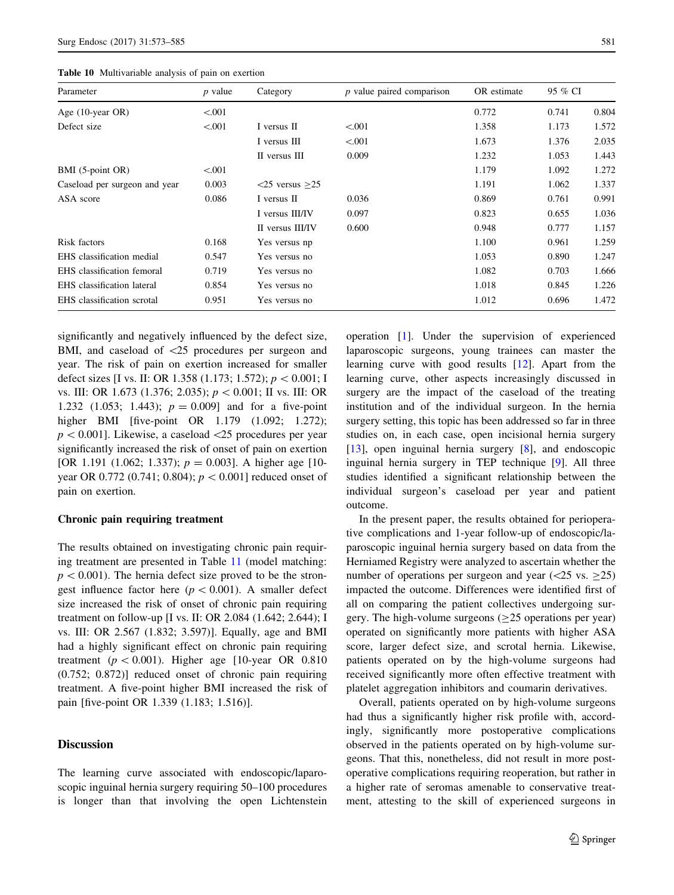**Table 10** Multivariable analysis of pain on exertion

| Parameter | *p* value | Category | *p* value paired comparison | OR estimate | 95 % CI | |
|---|---|---|---|---|---|---|
| Age (10-year OR) | <.001 | | | 0.772 | 0.741 | 0.804 |
| Defect size | <.001 | I versus II | <.001 | 1.358 | 1.173 | 1.572 |
| | | I versus III | <.001 | 1.673 | 1.376 | 2.035 |
| | | II versus III | 0.009 | 1.232 | 1.053 | 1.443 |
| BMI (5-point OR) | <.001 | | | 1.179 | 1.092 | 1.272 |
| Caseload per surgeon and year | 0.003 | <25 versus ≥25 | | 1.191 | 1.062 | 1.337 |
| ASA score | 0.086 | I versus II | 0.036 | 0.869 | 0.761 | 0.991 |
| | | I versus III/IV | 0.097 | 0.823 | 0.655 | 1.036 |
| | | II versus III/IV | 0.600 | 0.948 | 0.777 | 1.157 |
| Risk factors | 0.168 | Yes versus np | | 1.100 | 0.961 | 1.259 |
| EHS classification medial | 0.547 | Yes versus no | | 1.053 | 0.890 | 1.247 |
| EHS classification femoral | 0.719 | Yes versus no | | 1.082 | 0.703 | 1.666 |
| EHS classification lateral | 0.854 | Yes versus no | | 1.018 | 0.845 | 1.226 |
| EHS classification scrotal | 0.951 | Yes versus no | | 1.012 | 0.696 | 1.472 |

significantly and negatively influenced by the defect size, BMI, and caseload of <25 procedures per surgeon and year. The risk of pain on exertion increased for smaller defect sizes [I vs. II: OR 1.358 (1.173; 1.572); $p < 0.001$; I vs. III: OR 1.673 (1.376; 2.035); $p < 0.001$; II vs. III: OR 1.232 (1.053; 1.443); $p = 0.009$] and for a five-point higher BMI [five-point OR 1.179 (1.092; 1.272); $p < 0.001$]. Likewise, a caseload <25 procedures per year significantly increased the risk of onset of pain on exertion [OR 1.191 (1.062; 1.337); $p = 0.003$]. A higher age [10-year OR 0.772 (0.741; 0.804); $p < 0.001$] reduced onset of pain on exertion.

### Chronic pain requiring treatment

The results obtained on investigating chronic pain requiring treatment are presented in Table 11 (model matching: $p < 0.001$). The hernia defect size proved to be the strongest influence factor here ($p < 0.001$). A smaller defect size increased the risk of onset of chronic pain requiring treatment on follow-up [I vs. II: OR 2.084 (1.642; 2.644); I vs. III: OR 2.567 (1.832; 3.597)]. Equally, age and BMI had a highly significant effect on chronic pain requiring treatment ($p < 0.001$). Higher age [10-year OR 0.810 (0.752; 0.872)] reduced onset of chronic pain requiring treatment. A five-point higher BMI increased the risk of pain [five-point OR 1.339 (1.183; 1.516)].

## Discussion

The learning curve associated with endoscopic/laparoscopic inguinal hernia surgery requiring 50–100 procedures is longer than that involving the open Lichtenstein operation [1]. Under the supervision of experienced laparoscopic surgeons, young trainees can master the learning curve with good results [12]. Apart from the learning curve, other aspects increasingly discussed in surgery are the impact of the caseload of the treating institution and of the individual surgeon. In the hernia surgery setting, this topic has been addressed so far in three studies on, in each case, open incisional hernia surgery [13], open inguinal hernia surgery [8], and endoscopic inguinal hernia surgery in TEP technique [9]. All three studies identified a significant relationship between the individual surgeon's caseload per year and patient outcome.

In the present paper, the results obtained for perioperative complications and 1-year follow-up of endoscopic/laparoscopic inguinal hernia surgery based on data from the Herniamed Registry were analyzed to ascertain whether the number of operations per surgeon and year (<25 vs. ≥25) impacted the outcome. Differences were identified first of all on comparing the patient collectives undergoing surgery. The high-volume surgeons (≥25 operations per year) operated on significantly more patients with higher ASA score, larger defect size, and scrotal hernia. Likewise, patients operated on by the high-volume surgeons had received significantly more often effective treatment with platelet aggregation inhibitors and coumarin derivatives.

Overall, patients operated on by high-volume surgeons had thus a significantly higher risk profile with, accordingly, significantly more postoperative complications observed in the patients operated on by high-volume surgeons. That this, nonetheless, did not result in more postoperative complications requiring reoperation, but rather in a higher rate of seromas amenable to conservative treatment, attesting to the skill of experienced surgeons in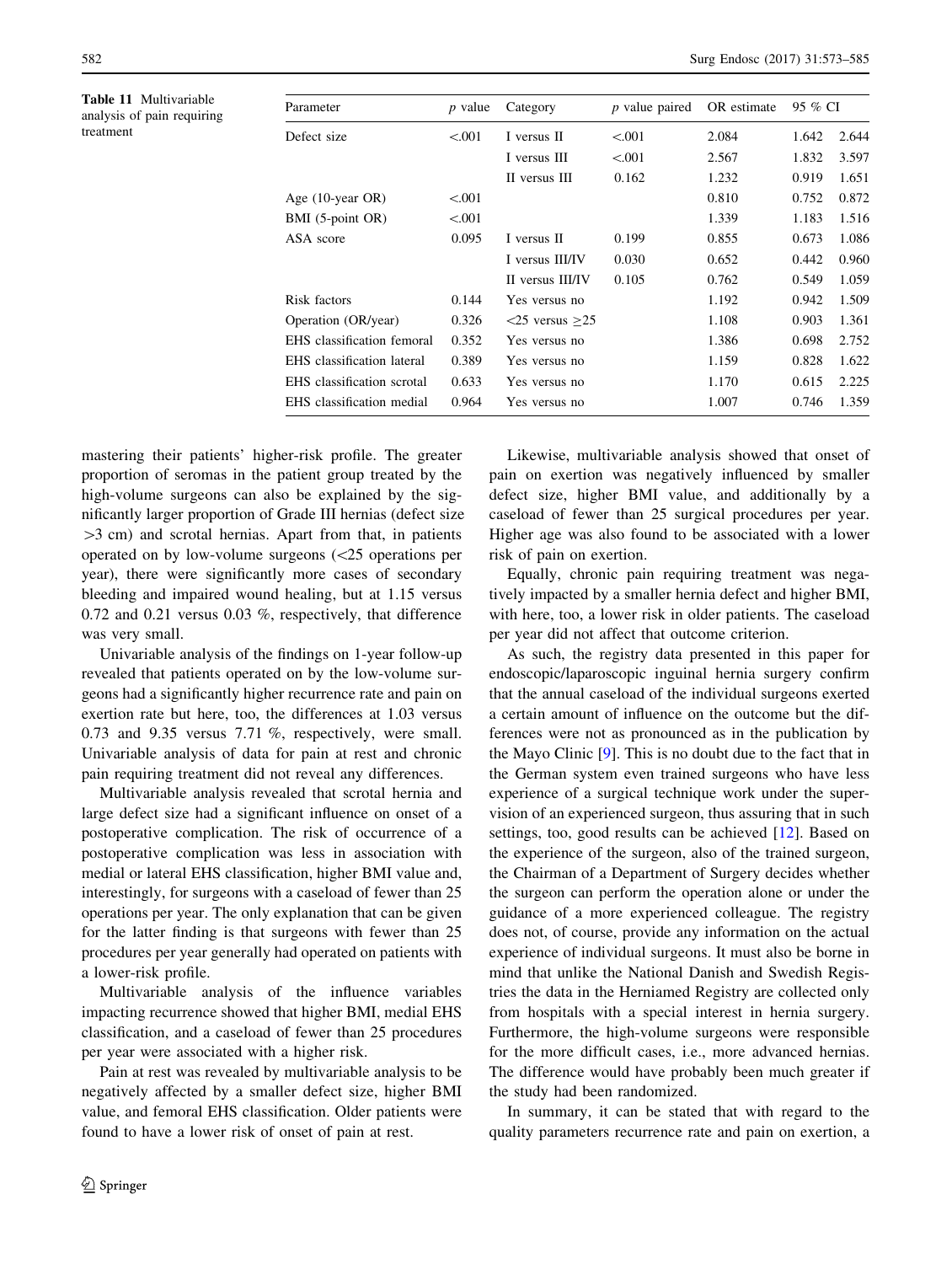**Table 11** Multivariable analysis of pain requiring treatment

| Parameter | *p* value | Category | *p* value paired | OR estimate | 95 % CI | |
|---|---|---|---|---|---|---|
| Defect size | <.001 | I versus II | <.001 | 2.084 | 1.642 | 2.644 |
| | | I versus III | <.001 | 2.567 | 1.832 | 3.597 |
| | | II versus III | 0.162 | 1.232 | 0.919 | 1.651 |
| Age (10-year OR) | <.001 | | | 0.810 | 0.752 | 0.872 |
| BMI (5-point OR) | <.001 | | | 1.339 | 1.183 | 1.516 |
| ASA score | 0.095 | I versus II | 0.199 | 0.855 | 0.673 | 1.086 |
| | | I versus III/IV | 0.030 | 0.652 | 0.442 | 0.960 |
| | | II versus III/IV | 0.105 | 0.762 | 0.549 | 1.059 |
| Risk factors | 0.144 | Yes versus no | | 1.192 | 0.942 | 1.509 |
| Operation (OR/year) | 0.326 | <25 versus ≥25 | | 1.108 | 0.903 | 1.361 |
| EHS classification femoral | 0.352 | Yes versus no | | 1.386 | 0.698 | 2.752 |
| EHS classification lateral | 0.389 | Yes versus no | | 1.159 | 0.828 | 1.622 |
| EHS classification scrotal | 0.633 | Yes versus no | | 1.170 | 0.615 | 2.225 |
| EHS classification medial | 0.964 | Yes versus no | | 1.007 | 0.746 | 1.359 |

mastering their patients' higher-risk profile. The greater proportion of seromas in the patient group treated by the high-volume surgeons can also be explained by the significantly larger proportion of Grade III hernias (defect size >3 cm) and scrotal hernias. Apart from that, in patients operated on by low-volume surgeons (<25 operations per year), there were significantly more cases of secondary bleeding and impaired wound healing, but at 1.15 versus 0.72 and 0.21 versus 0.03 %, respectively, that difference was very small.

Univariable analysis of the findings on 1-year follow-up revealed that patients operated on by the low-volume surgeons had a significantly higher recurrence rate and pain on exertion rate but here, too, the differences at 1.03 versus 0.73 and 9.35 versus 7.71 %, respectively, were small. Univariable analysis of data for pain at rest and chronic pain requiring treatment did not reveal any differences.

Multivariable analysis revealed that scrotal hernia and large defect size had a significant influence on onset of a postoperative complication. The risk of occurrence of a postoperative complication was less in association with medial or lateral EHS classification, higher BMI value and, interestingly, for surgeons with a caseload of fewer than 25 operations per year. The only explanation that can be given for the latter finding is that surgeons with fewer than 25 procedures per year generally had operated on patients with a lower-risk profile.

Multivariable analysis of the influence variables impacting recurrence showed that higher BMI, medial EHS classification, and a caseload of fewer than 25 procedures per year were associated with a higher risk.

Pain at rest was revealed by multivariable analysis to be negatively affected by a smaller defect size, higher BMI value, and femoral EHS classification. Older patients were found to have a lower risk of onset of pain at rest.

Likewise, multivariable analysis showed that onset of pain on exertion was negatively influenced by smaller defect size, higher BMI value, and additionally by a caseload of fewer than 25 surgical procedures per year. Higher age was also found to be associated with a lower risk of pain on exertion.

Equally, chronic pain requiring treatment was negatively impacted by a smaller hernia defect and higher BMI, with here, too, a lower risk in older patients. The caseload per year did not affect that outcome criterion.

As such, the registry data presented in this paper for endoscopic/laparoscopic inguinal hernia surgery confirm that the annual caseload of the individual surgeons exerted a certain amount of influence on the outcome but the differences were not as pronounced as in the publication by the Mayo Clinic [9]. This is no doubt due to the fact that in the German system even trained surgeons who have less experience of a surgical technique work under the supervision of an experienced surgeon, thus assuring that in such settings, too, good results can be achieved [12]. Based on the experience of the surgeon, also of the trained surgeon, the Chairman of a Department of Surgery decides whether the surgeon can perform the operation alone or under the guidance of a more experienced colleague. The registry does not, of course, provide any information on the actual experience of individual surgeons. It must also be borne in mind that unlike the National Danish and Swedish Registries the data in the Herniamed Registry are collected only from hospitals with a special interest in hernia surgery. Furthermore, the high-volume surgeons were responsible for the more difficult cases, i.e., more advanced hernias. The difference would have probably been much greater if the study had been randomized.

In summary, it can be stated that with regard to the quality parameters recurrence rate and pain on exertion, a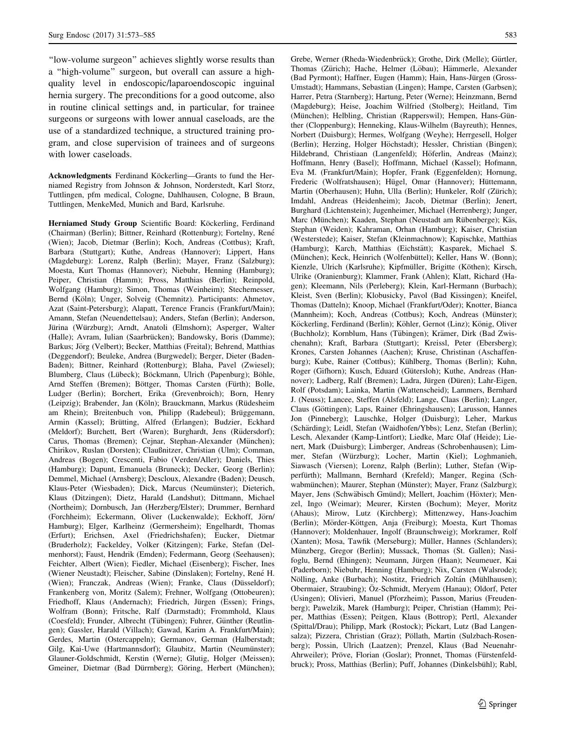"low-volume surgeon" achieves slightly worse results than a "high-volume" surgeon, but overall can assure a high-quality level in endoscopic/laparoendoscopic inguinal hernia surgery. The preconditions for a good outcome, also in routine clinical settings and, in particular, for trainee surgeons or surgeons with lower annual caseloads, are the use of a standardized technique, a structured training program, and close supervision of trainees and of surgeons with lower caseloads.

**Acknowledgments** Ferdinand Köckerling—Grants to fund the Herniamed Registry from Johnson & Johnson, Norderstedt, Karl Storz, Tuttlingen, pfm medical, Cologne, Dahlhausen, Cologne, B Braun, Tuttlingen, MenkeMed, Munich and Bard, Karlsruhe.

**Herniamed Study Group** Scientific Board: Köckerling, Ferdinand (Chairman) (Berlin); Bittner, Reinhard (Rottenburg); Fortelny, René (Wien); Jacob, Dietmar (Berlin); Koch, Andreas (Cottbus); Kraft, Barbara (Stuttgart); Kuthe, Andreas (Hannover); Lippert, Hans (Magdeburg): Lorenz, Ralph (Berlin); Mayer, Franz (Salzburg); Moesta, Kurt Thomas (Hannover); Niebuhr, Henning (Hamburg); Peiper, Christian (Hamm); Pross, Matthias (Berlin); Reinpold, Wolfgang (Hamburg); Simon, Thomas (Weinheim); Stechemesser, Bernd (Köln); Unger, Solveig (Chemnitz). Participants: Ahmetov, Azat (Saint-Petersburg); Alapatt, Terence Francis (Frankfurt/Main); Amann, Stefan (Neuendettelsau); Anders, Stefan (Berlin); Anderson, Jürina (Würzburg); Arndt, Anatoli (Elmshorn); Asperger, Walter (Halle); Avram, Iulian (Saarbrücken); Bandowsky, Boris (Damme); Barkus; Jörg (Velbert); Becker, Matthias (Freital); Behrend, Matthias (Deggendorf); Beuleke, Andrea (Burgwedel); Berger, Dieter (Baden-Baden); Bittner, Reinhard (Rottenburg); Blaha, Pavel (Zwiesel); Blumberg, Claus (Lübeck); Böckmann, Ulrich (Papenburg); Böhle, Arnd Steffen (Bremen); Böttger, Thomas Carsten (Fürth); Bolle, Ludger (Berlin); Borchert, Erika (Grevenbroich); Born, Henry (Leipzig); Brabender, Jan (Köln); Brauckmann, Markus (Rüdesheim am Rhein); Breitenbuch von, Philipp (Radebeul); Brüggemann, Armin (Kassel); Brütting, Alfred (Erlangen); Budzier, Eckhard (Meldorf); Burchett, Bert (Waren); Burghardt, Jens (Rüdersdorf); Carus, Thomas (Bremen); Cejnar, Stephan-Alexander (München); Chirikov, Ruslan (Dorsten); Claußnitzer, Christian (Ulm); Comman, Andreas (Bogen); Crescenti, Fabio (Verden/Aller); Daniels, Thies (Hamburg); Dapunt, Emanuela (Bruneck); Decker, Georg (Berlin); Demmel, Michael (Arnsberg); Descloux, Alexandre (Baden); Deusch, Klaus-Peter (Wiesbaden); Dick, Marcus (Neumünster); Dieterich, Klaus (Ditzingen); Dietz, Harald (Landshut); Dittmann, Michael (Northeim); Dornbusch, Jan (Herzberg/Elster); Drummer, Bernhard (Forchheim); Eckermann, Oliver (Luckenwalde); Eckhoff, Jörn/Hamburg); Elger, Karlheinz (Germersheim); Engelhardt, Thomas (Erfurt); Erichsen, Axel (Friedrichshafen); Eucker, Dietmar (Bruderholz); Fackeldey, Volker (Kitzingen); Farke, Stefan (Delmenhorst); Faust, Hendrik (Emden); Federmann, Georg (Seehausen); Feichter, Albert (Wien); Fiedler, Michael (Eisenberg); Fischer, Ines (Wiener Neustadt); Fleischer, Sabine (Dinslaken); Fortelny, René H. (Wien); Franczak, Andreas (Wien); Franke, Claus (Düsseldorf); Frankenberg von, Moritz (Salem); Frehner, Wolfgang (Ottobeuren); Friedhoff, Klaus (Andernach); Friedrich, Jürgen (Essen); Frings, Wolfram (Bonn); Fritsche, Ralf (Darmstadt); Frommhold, Klaus (Coesfeld); Frunder, Albrecht (Tübingen); Fuhrer, Günther (Reutlingen); Gassler, Harald (Villach); Gawad, Karim A. Frankfurt/Main); Gerdes, Martin (Ostercappeln); Germanov, German (Halberstadt; Gilg, Kai-Uwe (Hartmannsdorf); Glaubitz, Martin (Neumünster); Glauner-Goldschmidt, Kerstin (Werne); Glutig, Holger (Meissen); Gmeiner, Dietmar (Bad Dürrnberg); Göring, Herbert (München); Grebe, Werner (Rheda-Wiedenbrück); Grothe, Dirk (Melle); Gürtler, Thomas (Zürich); Hache, Helmer (Löbau); Hämmerle, Alexander (Bad Pyrmont); Haffner, Eugen (Hamm); Hain, Hans-Jürgen (Gross-Umstadt); Hammans, Sebastian (Lingen); Hampe, Carsten (Garbsen); Harrer, Petra (Starnberg); Hartung, Peter (Werne); Heinzmann, Bernd (Magdeburg); Heise, Joachim Wilfried (Stolberg); Heitland, Tim (München); Helbling, Christian (Rapperswil); Hempen, Hans-Günther (Cloppenburg); Henneking, Klaus-Wilhelm (Bayreuth); Hennes, Norbert (Duisburg); Hermes, Wolfgang (Weyhe); Herrgesell, Holger (Berlin); Herzing, Holger Höchstadt); Hessler, Christian (Bingen); Hildebrand, Christiaan (Langenfeld); Höferlin, Andreas (Mainz); Hoffmann, Henry (Basel); Hoffmann, Michael (Kassel); Hofmann, Eva M. (Frankfurt/Main); Hopfer, Frank (Eggenfelden); Hornung, Frederic (Wolfratshausen); Hügel, Omar (Hannover); Hüttemann, Martin (Oberhausen); Huhn, Ulla (Berlin); Hunkeler, Rolf (Zürich); Imdahl, Andreas (Heidenheim); Jacob, Dietmar (Berlin); Jenert, Burghard (Lichtenstein); Jugenheimer, Michael (Herrenberg); Junger, Marc (München); Kaaden, Stephan (Neustadt am Rübenberge); Käs, Stephan (Weiden); Kahraman, Orhan (Hamburg); Kaiser, Christian (Westerstede); Kaiser, Stefan (Kleinmachnow); Kapischke, Matthias (Hamburg); Karch, Matthias (Eichstätt); Kasparek, Michael S. (München); Keck, Heinrich (Wolfenbüttel); Keller, Hans W. (Bonn); Kienzle, Ulrich (Karlsruhe); Kipfmüller, Brigitte (Köthen); Kirsch, Ulrike (Oranienburg); Klammer, Frank (Ahlen); Klatt, Richard (Hagen); Kleemann, Nils (Perleberg); Klein, Karl-Hermann (Burbach); Kleist, Sven (Berlin); Klobusicky, Pavol (Bad Kissingen); Kneifel, Thomas (Datteln); Knoop, Michael (Frankfurt/Oder); Knotter, Bianca (Mannheim); Koch, Andreas (Cottbus); Koch, Andreas (Münster); Köckerling, Ferdinand (Berlin); Köhler, Gernot (Linz); König, Oliver (Buchholz); Kornblum, Hans (Tübingen); Krämer, Dirk (Bad Zwischenahn); Kraft, Barbara (Stuttgart); Kreissl, Peter (Ebersberg); Krones, Carsten Johannes (Aachen); Kruse, Christinan (Aschaffenburg); Kube, Rainer (Cottbus); Kühlberg, Thomas (Berlin); Kuhn, Roger (Gifhorn); Kusch, Eduard (Gütersloh); Kuthe, Andreas (Hannover); Ladberg, Ralf (Bremen); Ladra, Jürgen (Düren); Lahr-Eigen, Rolf (Potsdam); Lainka, Martin (Wattenscheid); Lammers, Bernhard J. (Neuss); Lancee, Steffen (Alsfeld); Lange, Claas (Berlin); Langer, Claus (Göttingen); Laps, Rainer (Ehringshausen); Larusson, Hannes Jon (Pinneberg); Lauschke, Holger (Duisburg); Leher, Markus (Schärding); Leidl, Stefan (Waidhofen/Ybbs); Lenz, Stefan (Berlin); Lesch, Alexander (Kamp-Lintfort); Liedke, Marc Olaf (Heide); Lienert, Mark (Duisburg); Limberger, Andreas (Schrobenhausen); Limmer, Stefan (Würzburg); Locher, Martin (Kiel); Loghmanieh, Siawasch (Viersen); Lorenz, Ralph (Berlin); Luther, Stefan (Wipperfürth); Mallmann, Bernhard (Krefeld); Manger, Regina (Schwabmünchen); Maurer, Stephan (Münster); Mayer, Franz (Salzburg); Mayer, Jens (Schwäbisch Gmünd); Mellert, Joachim (Höxter); Menzel, Ingo (Weimar); Meurer, Kirsten (Bochum); Meyer, Moritz (Ahaus); Mirow, Lutz (Kirchberg); Mittenzwey, Hans-Joachim (Berlin); Mörder-Köttgen, Anja (Freiburg); Moesta, Kurt Thomas (Hannover); Moldenhauer, Ingolf (Braunschweig); Morkramer, Rolf (Xanten); Mosa, Tawfik (Merseburg); Müller, Hannes (Schlanders); Münzberg, Gregor (Berlin); Mussack, Thomas (St. Gallen); Nasifoglu, Bernd (Ehingen); Neumann, Jürgen (Haan); Neumeuer, Kai (Paderborn); Niebuhr, Henning (Hamburg); Nix, Carsten (Walsrode); Nölling, Anke (Burbach); Nostitz, Friedrich Zoltán (Mühlhausen); Obermaier, Straubing); Öz-Schmidt, Meryem (Hanau); Oldorf, Peter (Usingen); Olivieri, Manuel (Pforzheim); Passon, Marius (Freudenberg); Pawelzik, Marek (Hamburg); Peiper, Christian (Hamm); Peiper, Matthias (Essen); Peitgen, Klaus (Bottrop); Pertl, Alexander (Spittal/Drau); Philipp, Mark (Rostock); Pickart, Lutz (Bad Langensalza); Pizzera, Christian (Graz); Pöllath, Martin (Sulzbach-Rosenberg); Possin, Ulrich (Laatzen); Prenzel, Klaus (Bad Neuenahr-Ahrweiler); Pröve, Florian (Goslar); Pronnet, Thomas (Fürstenfeldbruck); Pross, Matthias (Berlin); Puff, Johannes (Dinkelsbühl); Rabl,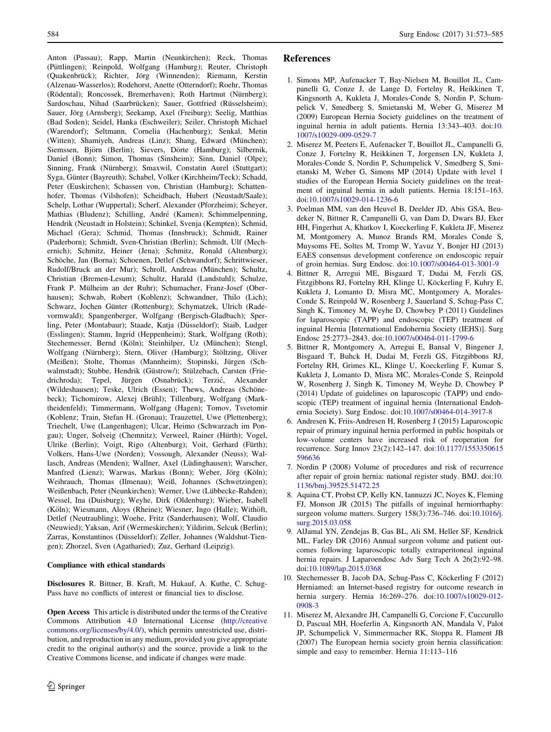Anton (Passau); Rapp, Martin (Neunkirchen); Reck, Thomas (Püttlingen); Reinpold, Wolfgang (Hamburg); Reuter, Christoph (Quakenbrück); Richter, Jörg (Winnenden); Riemann, Kerstin (Alzenau-Wasserlos); Rodehorst, Anette (Otterndorf); Roehr, Thomas (Rödental); Roncossek, Bremerhaven); Roth Hartmut (Nürnberg); Sardoschau, Nihad (Saarbrücken); Sauer, Gottfried (Rüsselsheim); Sauer, Jörg (Arnsberg); Seekamp, Axel (Freiburg); Seelig, Matthias (Bad Soden); Seidel, Hanka (Eschweiler); Seiler, Christoph Michael (Warendorf); Seltmann, Cornelia (Hachenburg); Senkal, Metin (Witten); Shamiyeh, Andreas (Linz); Shang, Edward (München); Siemssen, Björn (Berlin); Sievers, Dörte (Hamburg); Silbernik, Daniel (Bonn); Simon, Thomas (Sinsheim); Sinn, Daniel (Olpe); Sinning, Frank (Nürnberg); Smaxwil, Constatin Aurel (Stuttgart); Syga, Günter (Bayreuth); Schabel, Volker (Kirchheim/Teck); Schadd, Peter (Euskirchen); Schassen von, Christian (Hamburg); Schattenhofer, Thomas (Vilshofen); Scheidbach, Hubert (Neustadt/Saale); Schelp, Lothar (Wuppertal); Scherf, Alexander (Pforzheim); Scheyer, Mathias (Bludenz); Schilling, André (Kamen); Schimmelpenning, Hendrik (Neustadt in Holstein); Schinkel, Svenja (Kempten); Schmid, Michael (Gera); Schmid, Thomas (Innsbruck); Schmidt, Rainer (Paderborn); Schmidt, Sven-Christian (Berlin); Schmidt, Ulf (Mechernich); Schmitz, Heiner (Jena); Schmitz, Ronald (Altenburg); Schöche, Jan (Borna); Schoenen, Detlef (Schwandorf); Schrittwieser, Rudolf/Bruck an der Mur); Schroll, Andreas (München); Schultz, Christian (Bremen-Lesum); Schultz, Harald (Landstuhl); Schulze, Frank P. Mülheim an der Ruhr); Schumacher, Franz-Josef (Oberhausen); Schwab, Robert (Koblenz); Schwandner, Thilo (Lich); Schwarz, Jochen Günter (Rottenburg); Schymatzek, Ulrich (Radevormwald); Spangenberger, Wolfgang (Bergisch-Gladbach); Sperling, Peter (Montabaur); Staade, Katja (Düsseldorf); Staib, Ludger (Esslingen); Stamm, Ingrid (Heppenheim); Stark, Wolfgang (Roth); Stechemesser, Bernd (Köln); Steinhilper, Uz (München); Stengl, Wolfgang (Nürnberg); Stern, Oliver (Hamburg); Stöltzing, Oliver (Meißen); Stolte, Thomas (Mannheim); Stopinski, Jürgen (Schwalmstadt); Stubbe, Hendrik (Güstrow/); Stülzebach, Carsten (Friedrichroda); Tepel, Jürgen (Osnabrück); Terzić, Alexander (Wildeshausen); Teske, Ulrich (Essen); Thews, Andreas (Schönebeck); Tichomirow, Alexej (Brühl); Tillenburg, Wolfgang (Marktheidenfeld); Timmermann, Wolfgang (Hagen); Tomov, Tsvetomir (Koblenz; Train, Stefan H. (Gronau); Trauzettel, Uwe (Plettenberg); Triechelt, Uwe (Langenhagen); Ulcar, Heimo (Schwarzach im Pongau); Unger, Solveig (Chemnitz); Verweel, Rainer (Hürth); Vogel, Ulrike (Berlin); Voigt, Rigo (Altenburg); Voit, Gerhard (Fürth); Volkers, Hans-Uwe (Norden); Vossough, Alexander (Neuss); Wallasch, Andreas (Menden); Wallner, Axel (Lüdinghausen); Warscher, Manfred (Lienz); Warwas, Markus (Bonn); Weber, Jörg (Köln); Weihrauch, Thomas (Ilmenau); Weiß, Johannes (Schwetzingen); Weißenbach, Peter (Neunkirchen); Werner, Uwe (Lübbecke-Rahden); Wessel, Ina (Duisburg); Weyhe, Dirk (Oldenburg); Wieber, Isabell (Köln); Wiesmann, Aloys (Rheine); Wiesner, Ingo (Halle); Withöft, Detlef (Neutraubling); Woehe, Fritz (Sanderhausen); Wolf, Claudio (Neuwied); Yaksan, Arif (Wermeskirchen); Yildirim, Selcuk (Berlin); Zarras, Konstantinos (Düsseldorf); Zeller, Johannes (Waldshut-Tiengen); Zhorzel, Sven (Agatharied); Zuz, Gerhard (Leipzig).

### Compliance with ethical standards

**Disclosures** R. Bittner, B. Kraft, M. Hukauf, A. Kuthe, C. Schug-Pass have no conflicts of interest or financial ties to disclose.

**Open Access** This article is distributed under the terms of the Creative Commons Attribution 4.0 International License (http://creativecommons.org/licenses/by/4.0/), which permits unrestricted use, distribution, and reproduction in any medium, provided you give appropriate credit to the original author(s) and the source, provide a link to the Creative Commons license, and indicate if changes were made.

## References

1. Simons MP, Aufenacker T, Bay-Nielsen M, Bouillot JL, Campanelli G, Conze J, de Lange D, Fortelny R, Heikkinen T, Kingsnorth A, Kukleta J, Morales-Conde S, Nordin P, Schumpelick V, Smedberg S, Smietanski M, Weber G, Miserez M (2009) European Hernia Society guidelines on the treatment of inguinal hernia in adult patients. Hernia 13:343–403. doi:10.1007/s10029-009-0529-7
2. Miserez M, Peeters E, Aufenacker T, Bouillot JL, Campanelli G, Conze J, Fortelny R, Heikkinen T, Jorgensen LN, Kukleta J, Morales-Conde S, Nordin P, Schumpelick V, Smedberg S, Smietanski M, Weber G, Simons MP (2014) Update with level 1 studies of the European Hernia Society guidelines on the treatment of inguinal hernia in adult patients. Hernia 18:151–163. doi:10.1007/s10029-014-1236-6
3. Poelman MM, van den Heuvel B, Deelder JD, Abis GSA, Beudeker N, Bittner R, Campanelli G, van Dam D, Dwars BJ, Eker HH, Fingerhut A, Khatkov I, Koeckerling F, Kukleta JF, Miserez M, Montgomery A, Munoz Brands RM, Morales Conde S, Muysoms FE, Soltes M, Tromp W, Yavuz Y, Bonjer HJ (2013) EAES consensus development conference on endoscopic repair of groin hernias. Surg Endosc. doi:10.1007/s00464-013-3001-9
4. Bittner R, Arregui ME, Bisgaard T, Dudai M, Ferzli GS, Fitzgibbons RJ, Fortelny RH, Klinge U, Köckerling F, Kuhry E, Kukleta J, Lomanto D, Misra MC, Montgomery A, Morales-Conde S, Reinpold W, Rosenberg J, Sauerland S, Schug-Pass C, Singh K, Timoney M, Weyhe D, Chowbey P (2011) Guidelines for laparoscopic (TAPP) and endoscopic (TEP) treatment of inguinal Hernia [International Endohernia Society (IEHS)]. Surg Endosc 25:2773–2843. doi:10.1007/s00464-011-1799-6
5. Bittner R, Montgomery A, Arregui E, Bansal V, Bingener J, Bisgaard T, Buhck H, Dudai M, Ferzli GS, Fitzgibbons RJ, Fortelny RH, Grimes KL, Klinge U, Koeckerling F, Kumar S, Kukleta J, Lomanto D, Misra MC, Morales-Conde S, Reinpold W, Rosenberg J, Singh K, Timoney M, Weyhe D, Chowbey P (2014) Update of guidelines on laparoscopic (TAPP) und endoscopic (TEP) treatment of inguinal hernia (International Endohernia Society). Surg Endosc. doi:10.1007/s00464-014-3917-8
6. Andresen K, Friis-Andresen H, Rosenberg J (2015) Laparoscopic repair of primary inguinal hernia performed in public hospitals or low-volume centers have increased risk of reoperation for recurrence. Surg Innov 23(2):142–147. doi:10.1177/1553350615596636
7. Nordin P (2008) Volume of procedures and risk of recurrence after repair of groin hernia: national register study. BMJ. doi:10.1136/bmj.39525.51472.25
8. Aquina CT, Probst CP, Kelly KN, Iannuzzi JC, Noyes K, Fleming FJ, Monson JR (2015) The pitfalls of inguinal herniorrhaphy: surgeon volume matters. Surgery 158(3):736–746. doi:10.1016/j.surg.2015.03.058
9. AlJamal YN, Zendejas B, Gas BL, Ali SM, Heller SF, Kendrick ML, Farley DR (2016) Annual surgeon volume and patient outcomes following laparoscopic totally extraperitoneal inguinal hernia repairs. J Laparoendosc Adv Surg Tech A 26(2):92–98. doi:10.1089/lap.2015.0368
10. Stechemesser B, Jacob DA, Schug-Pass C, Köckerling F (2012) Herniamed: an Internet-based registry for outcome research in hernia surgery. Hernia 16:269–276. doi:10.1007/s10029-012-0908-3
11. Miserez M, Alexandre JH, Campanelli G, Corcione F, Cuccurullo D, Pascual MH, Hoeferlin A, Kingsnorth AN, Mandala V, Palot JP, Schumpelick V, Simmermacher RK, Stoppa R, Flament JB (2007) The European hernia society groin hernia classification: simple and easy to remember. Hernia 11:113–116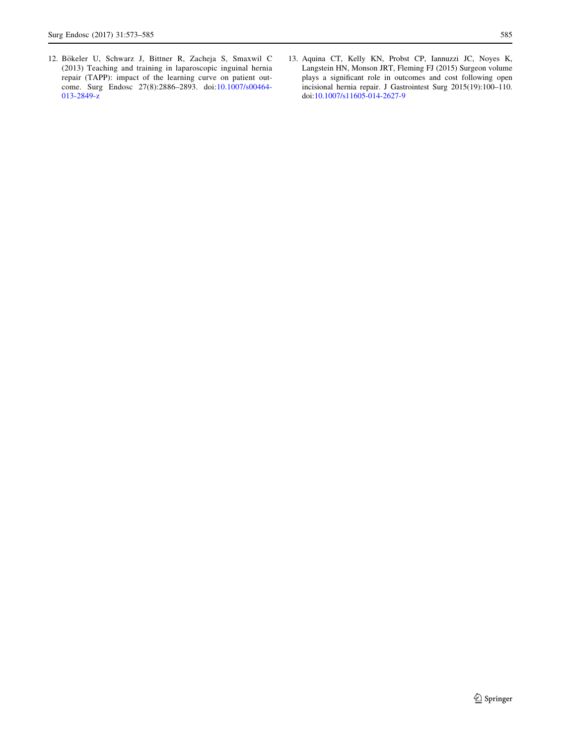12. Bökeler U, Schwarz J, Bittner R, Zacheja S, Smaxwil C (2013) Teaching and training in laparoscopic inguinal hernia repair (TAPP): impact of the learning curve on patient outcome. Surg Endosc 27(8):2886–2893. doi:10.1007/s00464-013-2849-z

13. Aquina CT, Kelly KN, Probst CP, Iannuzzi JC, Noyes K, Langstein HN, Monson JRT, Fleming FJ (2015) Surgeon volume plays a significant role in outcomes and cost following open incisional hernia repair. J Gastrointest Surg 2015(19):100–110. doi:10.1007/s11605-014-2627-9